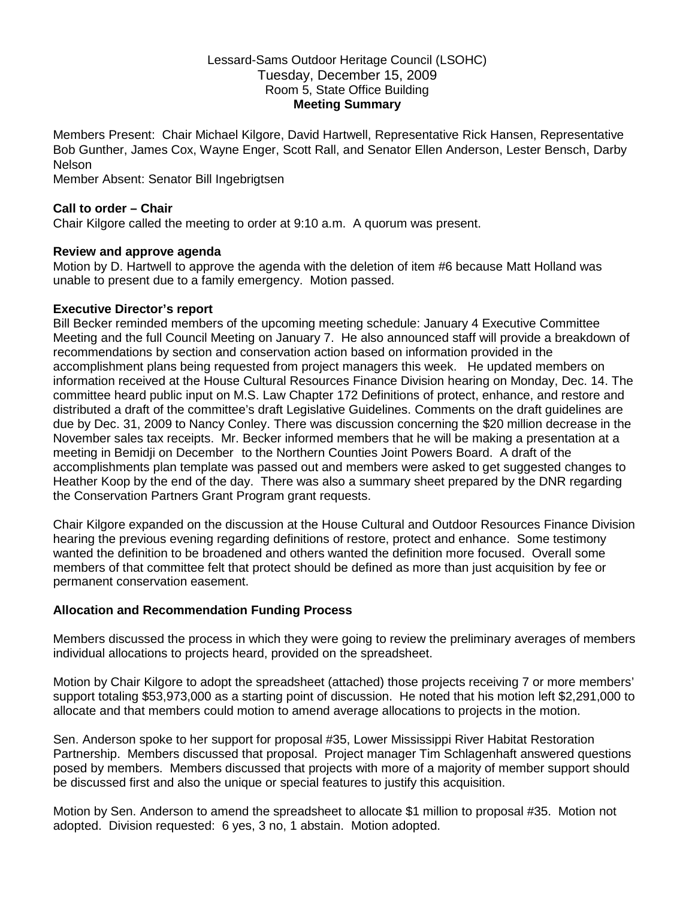Lessard-Sams Outdoor Heritage Council (LSOHC)
Tuesday, December 15, 2009
Room 5, State Office Building
**Meeting Summary**

Members Present: Chair Michael Kilgore, David Hartwell, Representative Rick Hansen, Representative Bob Gunther, James Cox, Wayne Enger, Scott Rall, and Senator Ellen Anderson, Lester Bensch, Darby Nelson
Member Absent: Senator Bill Ingebrigtsen

**Call to order – Chair**
Chair Kilgore called the meeting to order at 9:10 a.m. A quorum was present.

**Review and approve agenda**
Motion by D. Hartwell to approve the agenda with the deletion of item #6 because Matt Holland was unable to present due to a family emergency. Motion passed.

**Executive Director's report**
Bill Becker reminded members of the upcoming meeting schedule: January 4 Executive Committee Meeting and the full Council Meeting on January 7. He also announced staff will provide a breakdown of recommendations by section and conservation action based on information provided in the accomplishment plans being requested from project managers this week. He updated members on information received at the House Cultural Resources Finance Division hearing on Monday, Dec. 14. The committee heard public input on M.S. Law Chapter 172 Definitions of protect, enhance, and restore and distributed a draft of the committee's draft Legislative Guidelines. Comments on the draft guidelines are due by Dec. 31, 2009 to Nancy Conley. There was discussion concerning the $20 million decrease in the November sales tax receipts. Mr. Becker informed members that he will be making a presentation at a meeting in Bemidji on December to the Northern Counties Joint Powers Board. A draft of the accomplishments plan template was passed out and members were asked to get suggested changes to Heather Koop by the end of the day. There was also a summary sheet prepared by the DNR regarding the Conservation Partners Grant Program grant requests.

Chair Kilgore expanded on the discussion at the House Cultural and Outdoor Resources Finance Division hearing the previous evening regarding definitions of restore, protect and enhance. Some testimony wanted the definition to be broadened and others wanted the definition more focused. Overall some members of that committee felt that protect should be defined as more than just acquisition by fee or permanent conservation easement.

**Allocation and Recommendation Funding Process**

Members discussed the process in which they were going to review the preliminary averages of members individual allocations to projects heard, provided on the spreadsheet.

Motion by Chair Kilgore to adopt the spreadsheet (attached) those projects receiving 7 or more members' support totaling $53,973,000 as a starting point of discussion. He noted that his motion left $2,291,000 to allocate and that members could motion to amend average allocations to projects in the motion.

Sen. Anderson spoke to her support for proposal #35, Lower Mississippi River Habitat Restoration Partnership. Members discussed that proposal. Project manager Tim Schlagenhaft answered questions posed by members. Members discussed that projects with more of a majority of member support should be discussed first and also the unique or special features to justify this acquisition.

Motion by Sen. Anderson to amend the spreadsheet to allocate $1 million to proposal #35. Motion not adopted. Division requested: 6 yes, 3 no, 1 abstain. Motion adopted.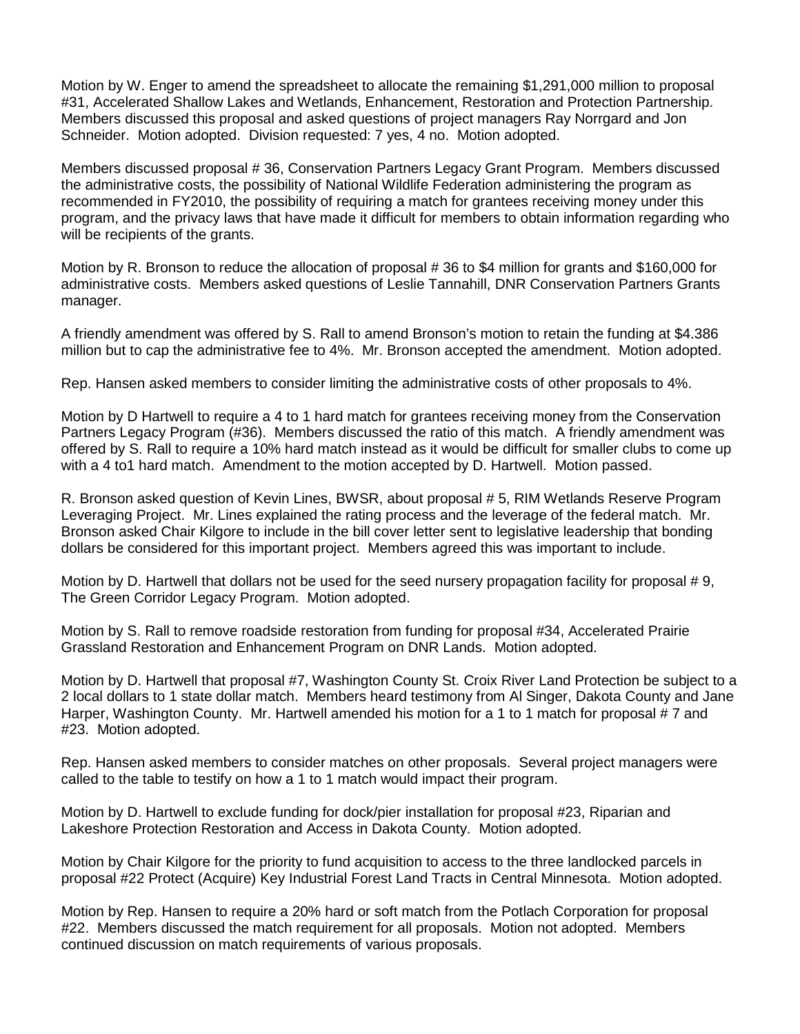Motion by W. Enger to amend the spreadsheet to allocate the remaining $1,291,000 million to proposal #31, Accelerated Shallow Lakes and Wetlands, Enhancement, Restoration and Protection Partnership. Members discussed this proposal and asked questions of project managers Ray Norrgard and Jon Schneider. Motion adopted. Division requested: 7 yes, 4 no. Motion adopted.

Members discussed proposal # 36, Conservation Partners Legacy Grant Program. Members discussed the administrative costs, the possibility of National Wildlife Federation administering the program as recommended in FY2010, the possibility of requiring a match for grantees receiving money under this program, and the privacy laws that have made it difficult for members to obtain information regarding who will be recipients of the grants.

Motion by R. Bronson to reduce the allocation of proposal # 36 to $4 million for grants and $160,000 for administrative costs. Members asked questions of Leslie Tannahill, DNR Conservation Partners Grants manager.

A friendly amendment was offered by S. Rall to amend Bronson's motion to retain the funding at $4.386 million but to cap the administrative fee to 4%. Mr. Bronson accepted the amendment. Motion adopted.

Rep. Hansen asked members to consider limiting the administrative costs of other proposals to 4%.

Motion by D Hartwell to require a 4 to 1 hard match for grantees receiving money from the Conservation Partners Legacy Program (#36). Members discussed the ratio of this match. A friendly amendment was offered by S. Rall to require a 10% hard match instead as it would be difficult for smaller clubs to come up with a 4 to1 hard match. Amendment to the motion accepted by D. Hartwell. Motion passed.

R. Bronson asked question of Kevin Lines, BWSR, about proposal # 5, RIM Wetlands Reserve Program Leveraging Project. Mr. Lines explained the rating process and the leverage of the federal match. Mr. Bronson asked Chair Kilgore to include in the bill cover letter sent to legislative leadership that bonding dollars be considered for this important project. Members agreed this was important to include.

Motion by D. Hartwell that dollars not be used for the seed nursery propagation facility for proposal # 9, The Green Corridor Legacy Program. Motion adopted.

Motion by S. Rall to remove roadside restoration from funding for proposal #34, Accelerated Prairie Grassland Restoration and Enhancement Program on DNR Lands. Motion adopted.

Motion by D. Hartwell that proposal #7, Washington County St. Croix River Land Protection be subject to a 2 local dollars to 1 state dollar match. Members heard testimony from Al Singer, Dakota County and Jane Harper, Washington County. Mr. Hartwell amended his motion for a 1 to 1 match for proposal # 7 and #23. Motion adopted.

Rep. Hansen asked members to consider matches on other proposals. Several project managers were called to the table to testify on how a 1 to 1 match would impact their program.

Motion by D. Hartwell to exclude funding for dock/pier installation for proposal #23, Riparian and Lakeshore Protection Restoration and Access in Dakota County. Motion adopted.

Motion by Chair Kilgore for the priority to fund acquisition to access to the three landlocked parcels in proposal #22 Protect (Acquire) Key Industrial Forest Land Tracts in Central Minnesota. Motion adopted.

Motion by Rep. Hansen to require a 20% hard or soft match from the Potlach Corporation for proposal #22. Members discussed the match requirement for all proposals. Motion not adopted. Members continued discussion on match requirements of various proposals.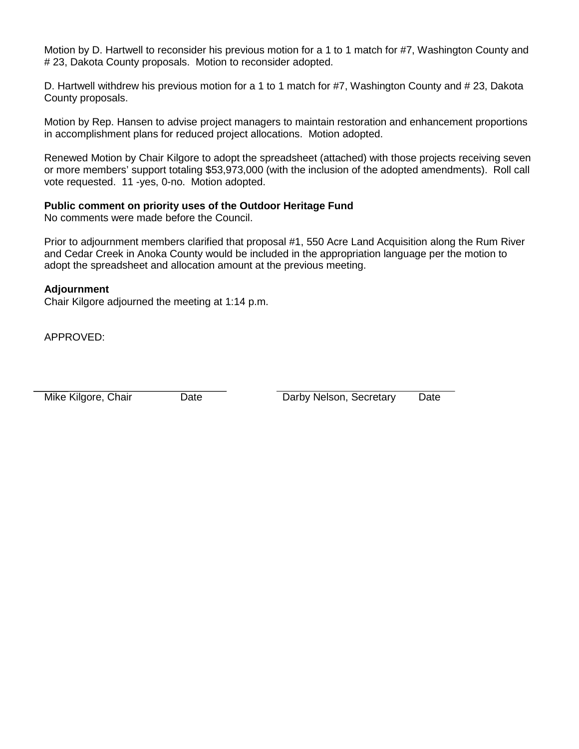Motion by D. Hartwell to reconsider his previous motion for a 1 to 1 match for #7, Washington County and # 23, Dakota County proposals. Motion to reconsider adopted.

D. Hartwell withdrew his previous motion for a 1 to 1 match for #7, Washington County and # 23, Dakota County proposals.

Motion by Rep. Hansen to advise project managers to maintain restoration and enhancement proportions in accomplishment plans for reduced project allocations. Motion adopted.

Renewed Motion by Chair Kilgore to adopt the spreadsheet (attached) with those projects receiving seven or more members' support totaling $53,973,000 (with the inclusion of the adopted amendments). Roll call vote requested. 11 -yes, 0-no. Motion adopted.

**Public comment on priority uses of the Outdoor Heritage Fund**
No comments were made before the Council.

Prior to adjournment members clarified that proposal #1, 550 Acre Land Acquisition along the Rum River and Cedar Creek in Anoka County would be included in the appropriation language per the motion to adopt the spreadsheet and allocation amount at the previous meeting.

**Adjournment**
Chair Kilgore adjourned the meeting at 1:14 p.m.

APPROVED:

Mike Kilgore, Chair　　Date　　　　Darby Nelson, Secretary　　Date